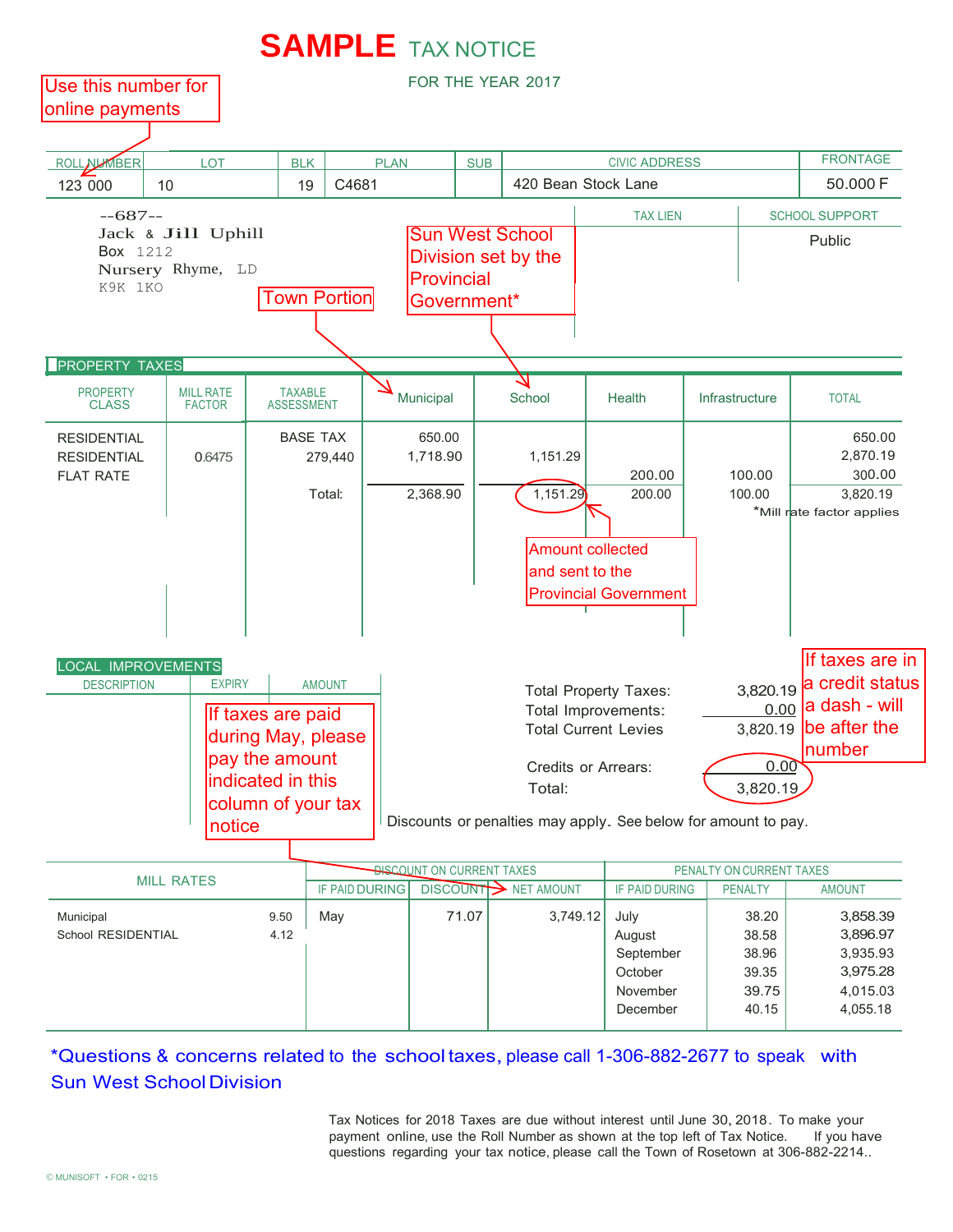# **SAMPLE** TAX NOTICE

FOR THE YEAR 2017

Use this number for online payments

| ROLL NUMBER | LOT | BLK | PLAN | SUB | CIVIC ADDRESS | FRONTAGE |
|---|---|---|---|---|---|---|
| 123 000 | 10 | 19 | C4681 | | 420 Bean Stock Lane | 50.000 F |

--687--
Jack & Jill Uphill
Box 1212
Nursery Rhyme, LD
K9K 1KO

| TAX LIEN | SCHOOL SUPPORT |
|---|---|
| | Public |

Town Portion

Sun West School Division set by the Provincial Government*

## PROPERTY TAXES

| PROPERTY CLASS | MILL RATE FACTOR | TAXABLE ASSESSMENT | Municipal | School | Health | Infrastructure | TOTAL |
|---|---|---|---|---|---|---|---|
| RESIDENTIAL | | BASE TAX | 650.00 | | | | 650.00 |
| RESIDENTIAL | 0.6475 | 279,440 | 1,718.90 | 1,151.29 | | | 2,870.19 |
| FLAT RATE | | | | | 200.00 | 100.00 | 300.00 |
| | | Total: | 2,368.90 | 1,151.29 | 200.00 | 100.00 | 3,820.19 |

*Mill rate factor applies

Amount collected and sent to the Provincial Government

## LOCAL IMPROVEMENTS

| DESCRIPTION | EXPIRY | AMOUNT |
|---|---|---|
| | | |

If taxes are paid during May, please pay the amount indicated in this column of your tax notice

| | |
|---|---|
| Total Property Taxes: | 3,820.19 |
| Total Improvements: | 0.00 |
| Total Current Levies | 3,820.19 |
| Credits or Arrears: | 0.00 |
| Total: | 3,820.19 |

If taxes are in a credit status a dash - will be after the number

Discounts or penalties may apply. See below for amount to pay.

| MILL RATES | | DISCOUNT ON CURRENT TAXES | | | PENALTY ON CURRENT TAXES | | |
|---|---|---|---|---|---|---|---|
| | | IF PAID DURING | DISCOUNT | NET AMOUNT | IF PAID DURING | PENALTY | AMOUNT |
| Municipal | 9.50 | May | 71.07 | 3,749.12 | July | 38.20 | 3,858.39 |
| School RESIDENTIAL | 4.12 | | | | August | 38.58 | 3,896.97 |
| | | | | | September | 38.96 | 3,935.93 |
| | | | | | October | 39.35 | 3,975.28 |
| | | | | | November | 39.75 | 4,015.03 |
| | | | | | December | 40.15 | 4,055.18 |

*Questions & concerns related to the school taxes, please call 1-306-882-2677 to speak with Sun West School Division

Tax Notices for 2018 Taxes are due without interest until June 30, 2018. To make your payment online, use the Roll Number as shown at the top left of Tax Notice. If you have questions regarding your tax notice, please call the Town of Rosetown at 306-882-2214..

© MUNISOFT • FOR • 0215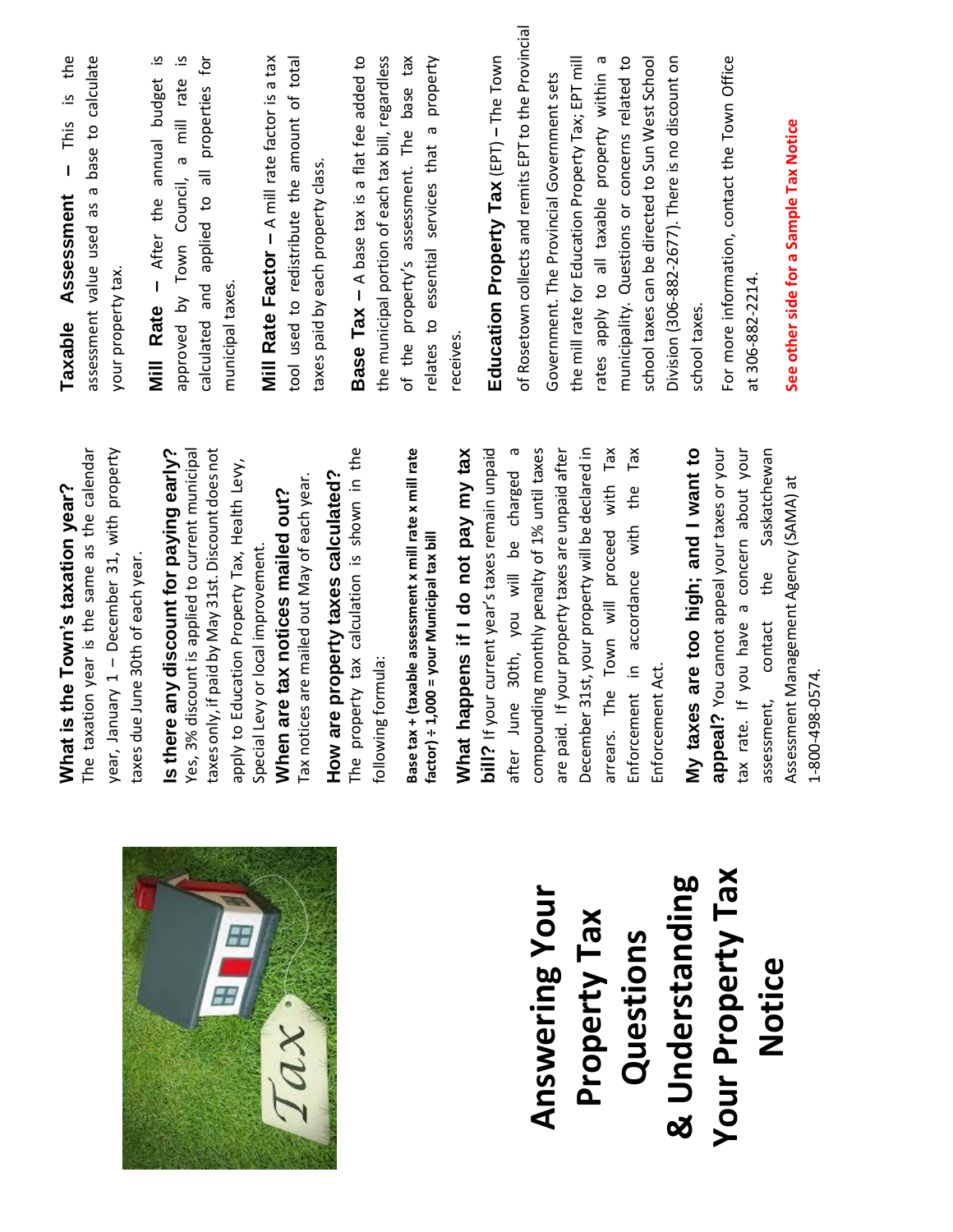# Answering Your Property Tax Questions & Understanding Your Property Tax Notice

**What is the Town's taxation year?**
The taxation year is the same as the calendar year, January 1 – December 31, with property taxes due June 30th of each year.

**Is there any discount for paying early?**
Yes, 3% discount is applied to current municipal taxes only, if paid by May 31st. Discount does not apply to Education Property Tax, Health Levy, Special Levy or local improvement.

**When are tax notices mailed out?**
Tax notices are mailed out every May of each year.

**How are property taxes calculated?**
The property tax calculation is shown in the following formula:

**Base tax + (taxable assessment x mill rate x mill rate factor) ÷ 1,000 = your Municipal tax bill**

**What happens if I do not pay my tax bill?** If your current year's taxes remain unpaid after June 30th, you will be charged a compounding monthly penalty of 1% until taxes are paid. If your property taxes are unpaid after December 31st, your property will be declared in arrears. The Town will proceed with Tax Enforcement in accordance with the Tax Enforcement Act.

**My taxes are too high; and I want to appeal?** You cannot appeal your taxes or your tax rate. If you have a concern about your assessment, contact the Saskatchewan Assessment Management Agency (SAMA) at 1-800-498-0574.

**Taxable Assessment** – This is the assessment value used as a base to calculate your property tax.

**Mill Rate** – After the annual budget is approved by Town Council, a mill rate is calculated and applied to all properties for municipal taxes.

**Mill Rate Factor** – A mill rate factor is a tax tool used to redistribute the amount of total taxes paid by each property class.

**Base Tax** – A base tax is a flat fee added to the municipal portion of each tax bill, regardless of the property's assessment. The base tax relates to essential services that a property receives.

**Education Property Tax** (EPT) – The Town of Rosetown collects and remits EPT to the Provincial Government. The Provincial Government sets the mill rate for Education Property Tax; EPT mill rates apply to all taxable property within a municipality. Questions or concerns related to school taxes can be directed to Sun West School Division (306-882-2677). There is no discount on school taxes.

For more information, contact the Town Office at 306-882-2214.

**See other side for a Sample Tax Notice**